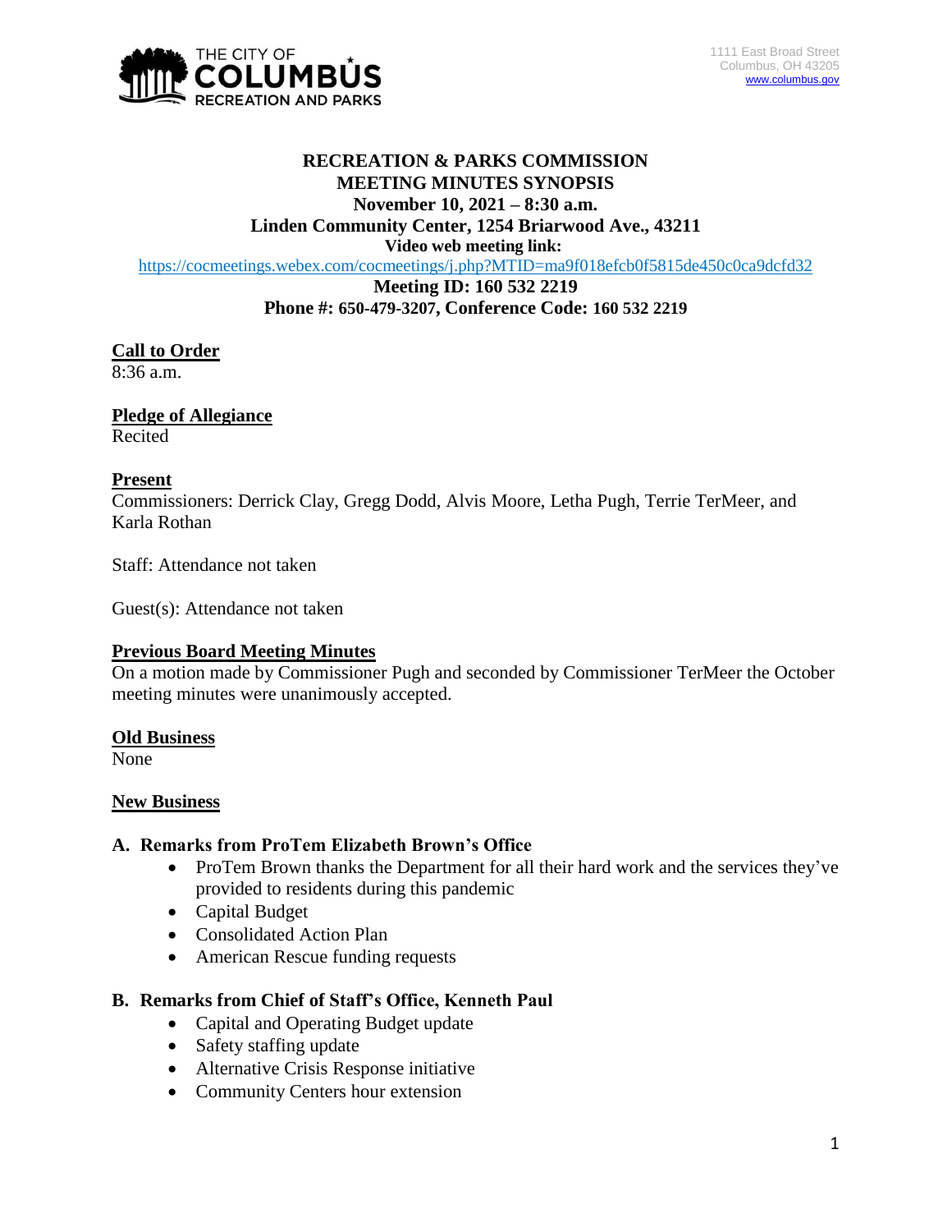THE CITY OF COLUMBUS RECREATION AND PARKS

1111 East Broad Street
Columbus, OH 43205
www.columbus.gov

# RECREATION & PARKS COMMISSION
## MEETING MINUTES SYNOPSIS
**November 10, 2021 – 8:30 a.m.**
**Linden Community Center, 1254 Briarwood Ave., 43211**
**Video web meeting link:**
https://cocmeetings.webex.com/cocmeetings/j.php?MTID=ma9f018efcb0f5815de450c0ca9dcfd32
**Meeting ID: 160 532 2219**
**Phone #: 650-479-3207, Conference Code: 160 532 2219**

**Call to Order**
8:36 a.m.

**Pledge of Allegiance**
Recited

**Present**
Commissioners: Derrick Clay, Gregg Dodd, Alvis Moore, Letha Pugh, Terrie TerMeer, and Karla Rothan

Staff: Attendance not taken

Guest(s): Attendance not taken

**Previous Board Meeting Minutes**
On a motion made by Commissioner Pugh and seconded by Commissioner TerMeer the October meeting minutes were unanimously accepted.

**Old Business**
None

**New Business**

**A. Remarks from ProTem Elizabeth Brown's Office**
- ProTem Brown thanks the Department for all their hard work and the services they've provided to residents during this pandemic
- Capital Budget
- Consolidated Action Plan
- American Rescue funding requests

**B. Remarks from Chief of Staff's Office, Kenneth Paul**
- Capital and Operating Budget update
- Safety staffing update
- Alternative Crisis Response initiative
- Community Centers hour extension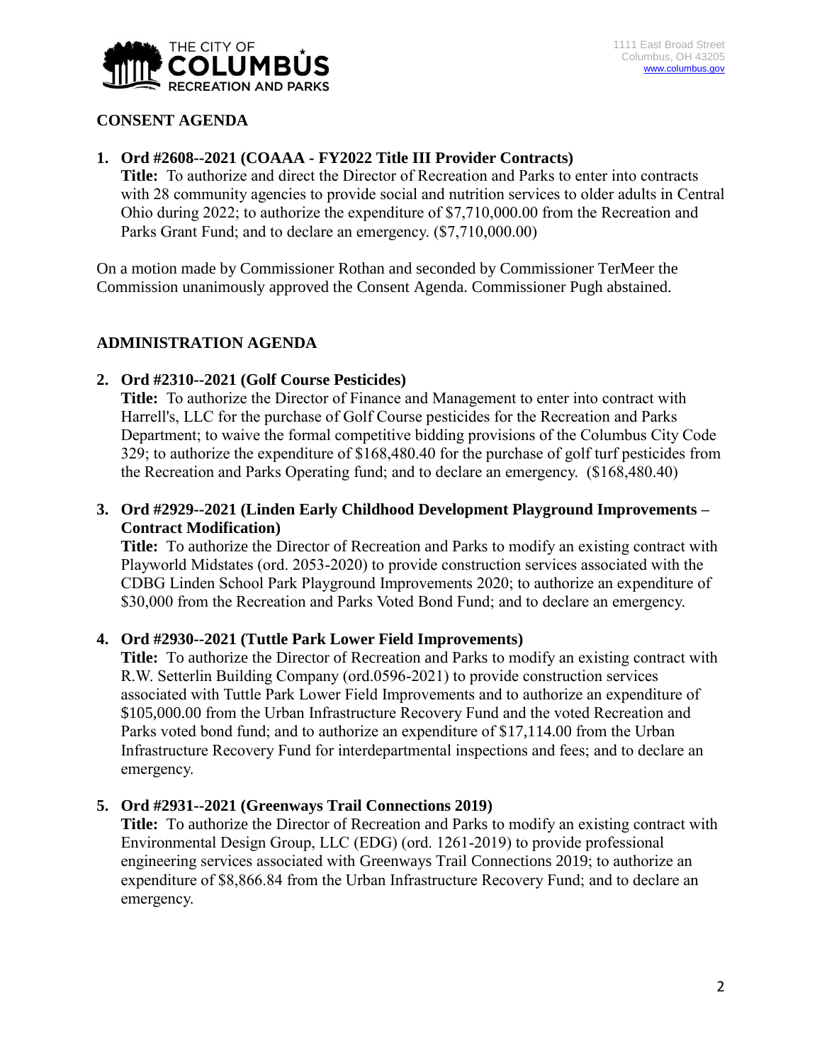## CONSENT AGENDA

1. **Ord #2608--2021 (COAAA - FY2022 Title III Provider Contracts)**
   **Title:** To authorize and direct the Director of Recreation and Parks to enter into contracts with 28 community agencies to provide social and nutrition services to older adults in Central Ohio during 2022; to authorize the expenditure of $7,710,000.00 from the Recreation and Parks Grant Fund; and to declare an emergency. ($7,710,000.00)

On a motion made by Commissioner Rothan and seconded by Commissioner TerMeer the Commission unanimously approved the Consent Agenda. Commissioner Pugh abstained.

## ADMINISTRATION AGENDA

2. **Ord #2310--2021 (Golf Course Pesticides)**
   **Title:** To authorize the Director of Finance and Management to enter into contract with Harrell's, LLC for the purchase of Golf Course pesticides for the Recreation and Parks Department; to waive the formal competitive bidding provisions of the Columbus City Code 329; to authorize the expenditure of $168,480.40 for the purchase of golf turf pesticides from the Recreation and Parks Operating fund; and to declare an emergency. ($168,480.40)

3. **Ord #2929--2021 (Linden Early Childhood Development Playground Improvements – Contract Modification)**
   **Title:** To authorize the Director of Recreation and Parks to modify an existing contract with Playworld Midstates (ord. 2053-2020) to provide construction services associated with the CDBG Linden School Park Playground Improvements 2020; to authorize an expenditure of $30,000 from the Recreation and Parks Voted Bond Fund; and to declare an emergency.

4. **Ord #2930--2021 (Tuttle Park Lower Field Improvements)**
   **Title:** To authorize the Director of Recreation and Parks to modify an existing contract with R.W. Setterlin Building Company (ord.0596-2021) to provide construction services associated with Tuttle Park Lower Field Improvements and to authorize an expenditure of $105,000.00 from the Urban Infrastructure Recovery Fund and the voted Recreation and Parks voted bond fund; and to authorize an expenditure of $17,114.00 from the Urban Infrastructure Recovery Fund for interdepartmental inspections and fees; and to declare an emergency.

5. **Ord #2931--2021 (Greenways Trail Connections 2019)**
   **Title:** To authorize the Director of Recreation and Parks to modify an existing contract with Environmental Design Group, LLC (EDG) (ord. 1261-2019) to provide professional engineering services associated with Greenways Trail Connections 2019; to authorize an expenditure of $8,866.84 from the Urban Infrastructure Recovery Fund; and to declare an emergency.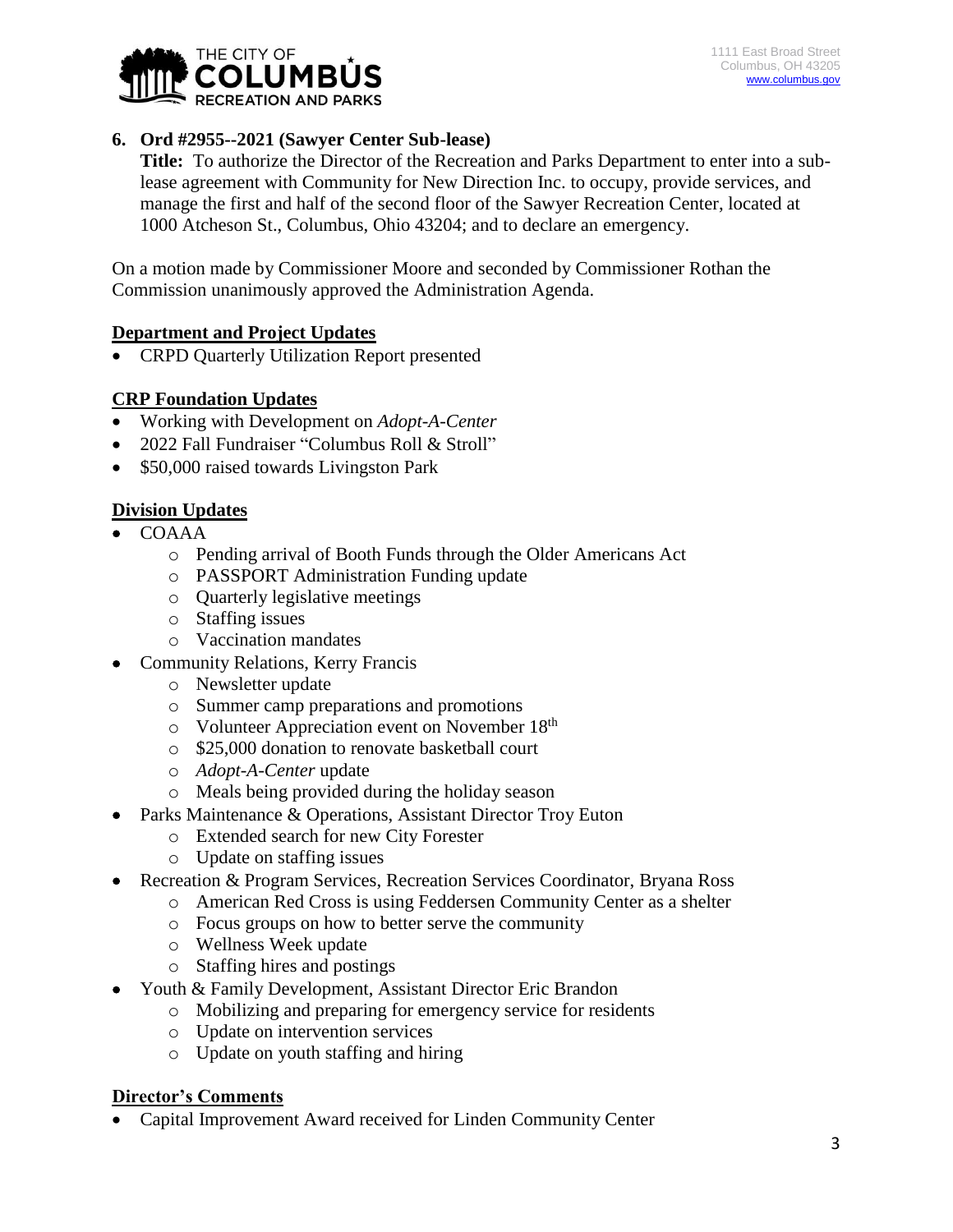**6. Ord #2955--2021 (Sawyer Center Sub-lease)**

**Title:** To authorize the Director of the Recreation and Parks Department to enter into a sub-lease agreement with Community for New Direction Inc. to occupy, provide services, and manage the first and half of the second floor of the Sawyer Recreation Center, located at 1000 Atcheson St., Columbus, Ohio 43204; and to declare an emergency.

On a motion made by Commissioner Moore and seconded by Commissioner Rothan the Commission unanimously approved the Administration Agenda.

## Department and Project Updates

- CRPD Quarterly Utilization Report presented

## CRP Foundation Updates

- Working with Development on *Adopt-A-Center*
- 2022 Fall Fundraiser "Columbus Roll & Stroll"
- $50,000 raised towards Livingston Park

## Division Updates

- COAAA
    - Pending arrival of Booth Funds through the Older Americans Act
    - PASSPORT Administration Funding update
    - Quarterly legislative meetings
    - Staffing issues
    - Vaccination mandates
- Community Relations, Kerry Francis
    - Newsletter update
    - Summer camp preparations and promotions
    - Volunteer Appreciation event on November 18th
    - $25,000 donation to renovate basketball court
    - *Adopt-A-Center* update
    - Meals being provided during the holiday season
- Parks Maintenance & Operations, Assistant Director Troy Euton
    - Extended search for new City Forester
    - Update on staffing issues
- Recreation & Program Services, Recreation Services Coordinator, Bryana Ross
    - American Red Cross is using Feddersen Community Center as a shelter
    - Focus groups on how to better serve the community
    - Wellness Week update
    - Staffing hires and postings
- Youth & Family Development, Assistant Director Eric Brandon
    - Mobilizing and preparing for emergency service for residents
    - Update on intervention services
    - Update on youth staffing and hiring

## Director's Comments

- Capital Improvement Award received for Linden Community Center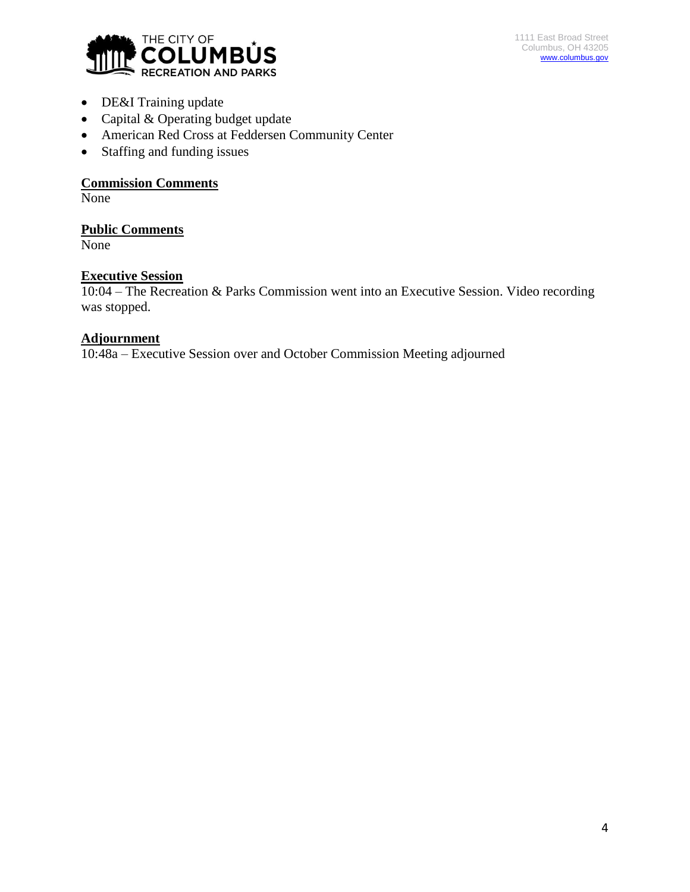- DE&I Training update
- Capital & Operating budget update
- American Red Cross at Feddersen Community Center
- Staffing and funding issues

**Commission Comments**

None

**Public Comments**

None

**Executive Session**

10:04 – The Recreation & Parks Commission went into an Executive Session. Video recording was stopped.

**Adjournment**

10:48a – Executive Session over and October Commission Meeting adjourned